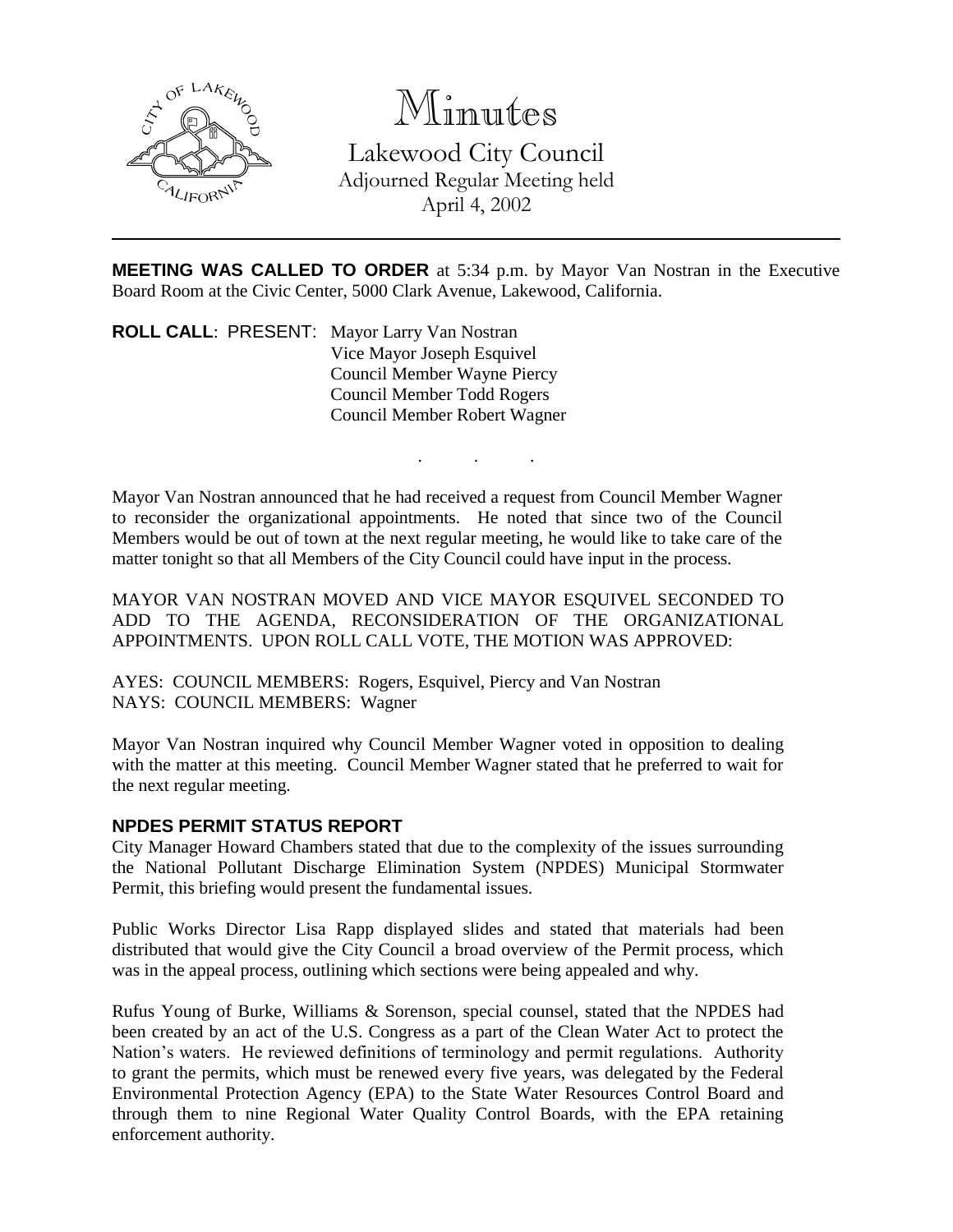# Minutes

Lakewood City Council
Adjourned Regular Meeting held
April 4, 2002

---

**MEETING WAS CALLED TO ORDER** at 5:34 p.m. by Mayor Van Nostran in the Executive Board Room at the Civic Center, 5000 Clark Avenue, Lakewood, California.

**ROLL CALL**: PRESENT: Mayor Larry Van Nostran
Vice Mayor Joseph Esquivel
Council Member Wayne Piercy
Council Member Todd Rogers
Council Member Robert Wagner

. . .

Mayor Van Nostran announced that he had received a request from Council Member Wagner to reconsider the organizational appointments. He noted that since two of the Council Members would be out of town at the next regular meeting, he would like to take care of the matter tonight so that all Members of the City Council could have input in the process.

MAYOR VAN NOSTRAN MOVED AND VICE MAYOR ESQUIVEL SECONDED TO ADD TO THE AGENDA, RECONSIDERATION OF THE ORGANIZATIONAL APPOINTMENTS. UPON ROLL CALL VOTE, THE MOTION WAS APPROVED:

AYES: COUNCIL MEMBERS: Rogers, Esquivel, Piercy and Van Nostran
NAYS: COUNCIL MEMBERS: Wagner

Mayor Van Nostran inquired why Council Member Wagner voted in opposition to dealing with the matter at this meeting. Council Member Wagner stated that he preferred to wait for the next regular meeting.

## NPDES PERMIT STATUS REPORT

City Manager Howard Chambers stated that due to the complexity of the issues surrounding the National Pollutant Discharge Elimination System (NPDES) Municipal Stormwater Permit, this briefing would present the fundamental issues.

Public Works Director Lisa Rapp displayed slides and stated that materials had been distributed that would give the City Council a broad overview of the Permit process, which was in the appeal process, outlining which sections were being appealed and why.

Rufus Young of Burke, Williams & Sorenson, special counsel, stated that the NPDES had been created by an act of the U.S. Congress as a part of the Clean Water Act to protect the Nation's waters. He reviewed definitions of terminology and permit regulations. Authority to grant the permits, which must be renewed every five years, was delegated by the Federal Environmental Protection Agency (EPA) to the State Water Resources Control Board and through them to nine Regional Water Quality Control Boards, with the EPA retaining enforcement authority.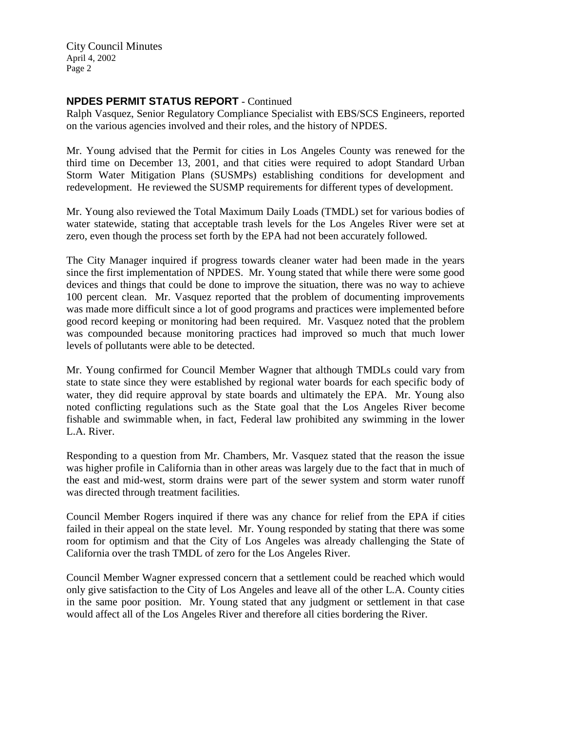## NPDES PERMIT STATUS REPORT - Continued

Ralph Vasquez, Senior Regulatory Compliance Specialist with EBS/SCS Engineers, reported on the various agencies involved and their roles, and the history of NPDES.

Mr. Young advised that the Permit for cities in Los Angeles County was renewed for the third time on December 13, 2001, and that cities were required to adopt Standard Urban Storm Water Mitigation Plans (SUSMPs) establishing conditions for development and redevelopment. He reviewed the SUSMP requirements for different types of development.

Mr. Young also reviewed the Total Maximum Daily Loads (TMDL) set for various bodies of water statewide, stating that acceptable trash levels for the Los Angeles River were set at zero, even though the process set forth by the EPA had not been accurately followed.

The City Manager inquired if progress towards cleaner water had been made in the years since the first implementation of NPDES. Mr. Young stated that while there were some good devices and things that could be done to improve the situation, there was no way to achieve 100 percent clean. Mr. Vasquez reported that the problem of documenting improvements was made more difficult since a lot of good programs and practices were implemented before good record keeping or monitoring had been required. Mr. Vasquez noted that the problem was compounded because monitoring practices had improved so much that much lower levels of pollutants were able to be detected.

Mr. Young confirmed for Council Member Wagner that although TMDLs could vary from state to state since they were established by regional water boards for each specific body of water, they did require approval by state boards and ultimately the EPA. Mr. Young also noted conflicting regulations such as the State goal that the Los Angeles River become fishable and swimmable when, in fact, Federal law prohibited any swimming in the lower L.A. River.

Responding to a question from Mr. Chambers, Mr. Vasquez stated that the reason the issue was higher profile in California than in other areas was largely due to the fact that in much of the east and mid-west, storm drains were part of the sewer system and storm water runoff was directed through treatment facilities.

Council Member Rogers inquired if there was any chance for relief from the EPA if cities failed in their appeal on the state level. Mr. Young responded by stating that there was some room for optimism and that the City of Los Angeles was already challenging the State of California over the trash TMDL of zero for the Los Angeles River.

Council Member Wagner expressed concern that a settlement could be reached which would only give satisfaction to the City of Los Angeles and leave all of the other L.A. County cities in the same poor position. Mr. Young stated that any judgment or settlement in that case would affect all of the Los Angeles River and therefore all cities bordering the River.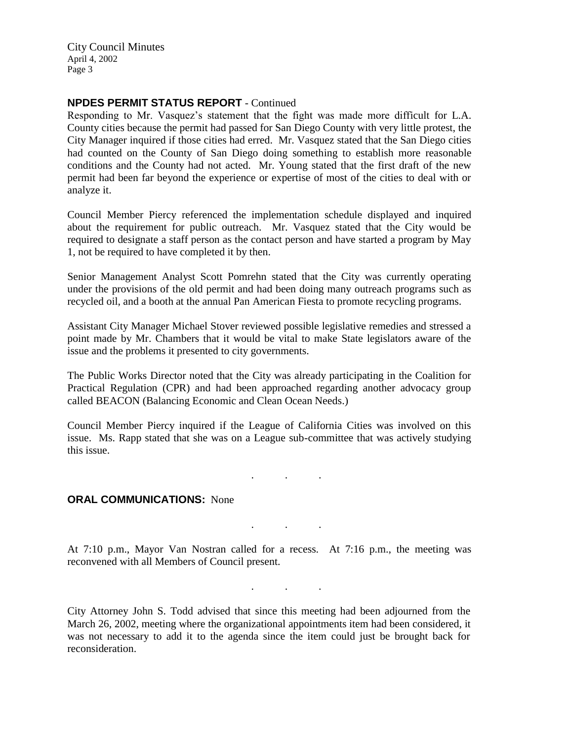## NPDES PERMIT STATUS REPORT - Continued

Responding to Mr. Vasquez's statement that the fight was made more difficult for L.A. County cities because the permit had passed for San Diego County with very little protest, the City Manager inquired if those cities had erred. Mr. Vasquez stated that the San Diego cities had counted on the County of San Diego doing something to establish more reasonable conditions and the County had not acted. Mr. Young stated that the first draft of the new permit had been far beyond the experience or expertise of most of the cities to deal with or analyze it.

Council Member Piercy referenced the implementation schedule displayed and inquired about the requirement for public outreach. Mr. Vasquez stated that the City would be required to designate a staff person as the contact person and have started a program by May 1, not be required to have completed it by then.

Senior Management Analyst Scott Pomrehn stated that the City was currently operating under the provisions of the old permit and had been doing many outreach programs such as recycled oil, and a booth at the annual Pan American Fiesta to promote recycling programs.

Assistant City Manager Michael Stover reviewed possible legislative remedies and stressed a point made by Mr. Chambers that it would be vital to make State legislators aware of the issue and the problems it presented to city governments.

The Public Works Director noted that the City was already participating in the Coalition for Practical Regulation (CPR) and had been approached regarding another advocacy group called BEACON (Balancing Economic and Clean Ocean Needs.)

Council Member Piercy inquired if the League of California Cities was involved on this issue. Ms. Rapp stated that she was on a League sub-committee that was actively studying this issue.

. . .

## ORAL COMMUNICATIONS: None

. . .

At 7:10 p.m., Mayor Van Nostran called for a recess. At 7:16 p.m., the meeting was reconvened with all Members of Council present.

. . .

City Attorney John S. Todd advised that since this meeting had been adjourned from the March 26, 2002, meeting where the organizational appointments item had been considered, it was not necessary to add it to the agenda since the item could just be brought back for reconsideration.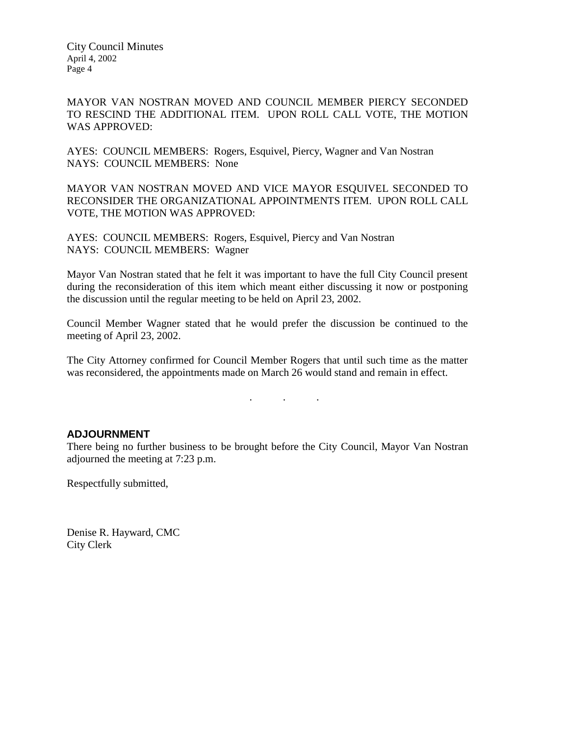MAYOR VAN NOSTRAN MOVED AND COUNCIL MEMBER PIERCY SECONDED TO RESCIND THE ADDITIONAL ITEM. UPON ROLL CALL VOTE, THE MOTION WAS APPROVED:

AYES: COUNCIL MEMBERS: Rogers, Esquivel, Piercy, Wagner and Van Nostran
NAYS: COUNCIL MEMBERS: None

MAYOR VAN NOSTRAN MOVED AND VICE MAYOR ESQUIVEL SECONDED TO RECONSIDER THE ORGANIZATIONAL APPOINTMENTS ITEM. UPON ROLL CALL VOTE, THE MOTION WAS APPROVED:

AYES: COUNCIL MEMBERS: Rogers, Esquivel, Piercy and Van Nostran
NAYS: COUNCIL MEMBERS: Wagner

Mayor Van Nostran stated that he felt it was important to have the full City Council present during the reconsideration of this item which meant either discussing it now or postponing the discussion until the regular meeting to be held on April 23, 2002.

Council Member Wagner stated that he would prefer the discussion be continued to the meeting of April 23, 2002.

The City Attorney confirmed for Council Member Rogers that until such time as the matter was reconsidered, the appointments made on March 26 would stand and remain in effect.

. . .

## ADJOURNMENT

There being no further business to be brought before the City Council, Mayor Van Nostran adjourned the meeting at 7:23 p.m.

Respectfully submitted,

Denise R. Hayward, CMC
City Clerk